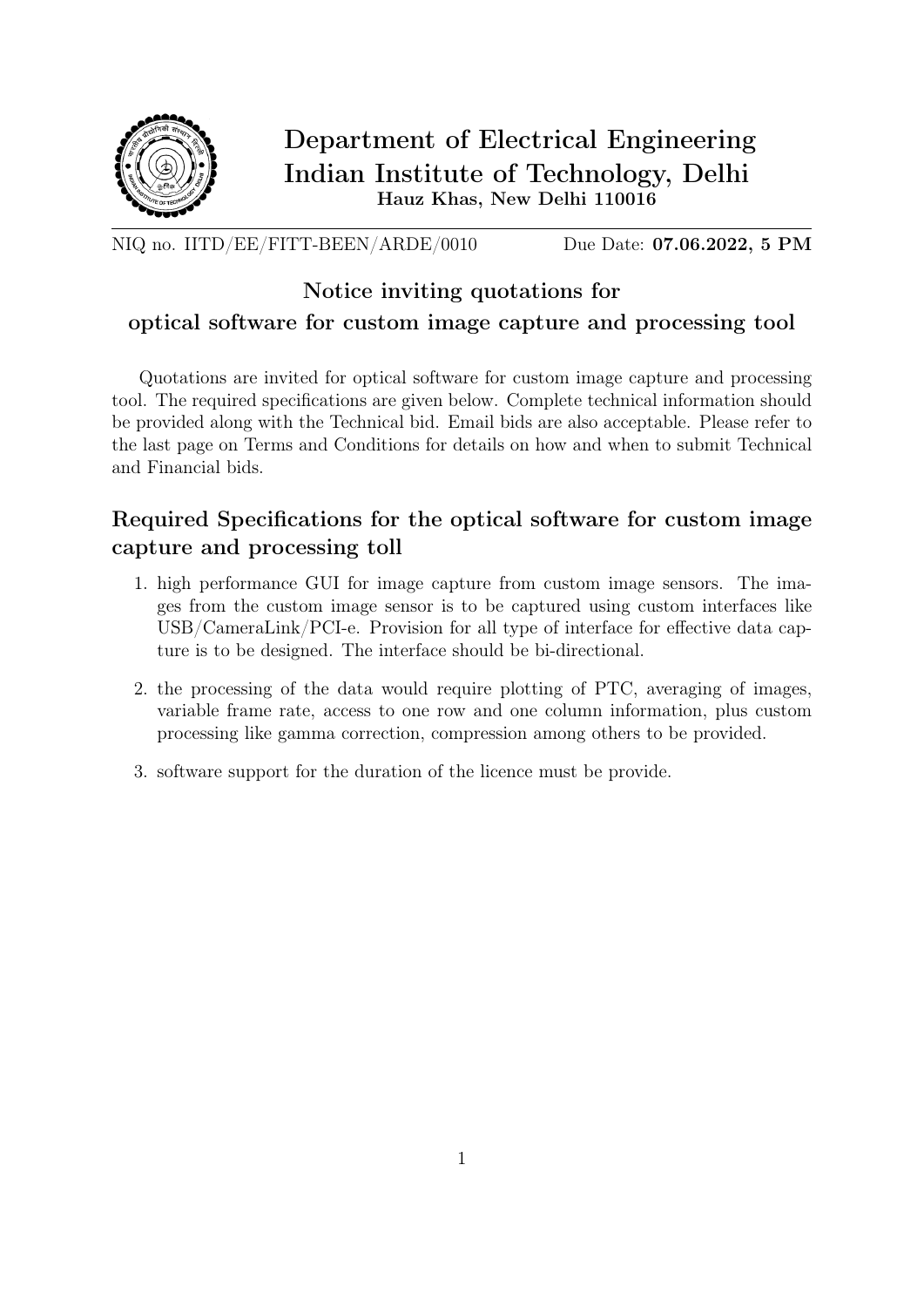# Department of Electrical Engineering
# Indian Institute of Technology, Delhi

**Hauz Khas, New Delhi 110016**

NIQ no. IITD/EE/FITT-BEEN/ARDE/0010 Due Date: **07.06.2022, 5 PM**

## Notice inviting quotations for optical software for custom image capture and processing tool

Quotations are invited for optical software for custom image capture and processing tool. The required specifications are given below. Complete technical information should be provided along with the Technical bid. Email bids are also acceptable. Please refer to the last page on Terms and Conditions for details on how and when to submit Technical and Financial bids.

## Required Specifications for the optical software for custom image capture and processing toll

1. high performance GUI for image capture from custom image sensors. The images from the custom image sensor is to be captured using custom interfaces like USB/CameraLink/PCI-e. Provision for all type of interface for effective data capture is to be designed. The interface should be bi-directional.
2. the processing of the data would require plotting of PTC, averaging of images, variable frame rate, access to one row and one column information, plus custom processing like gamma correction, compression among others to be provided.
3. software support for the duration of the licence must be provide.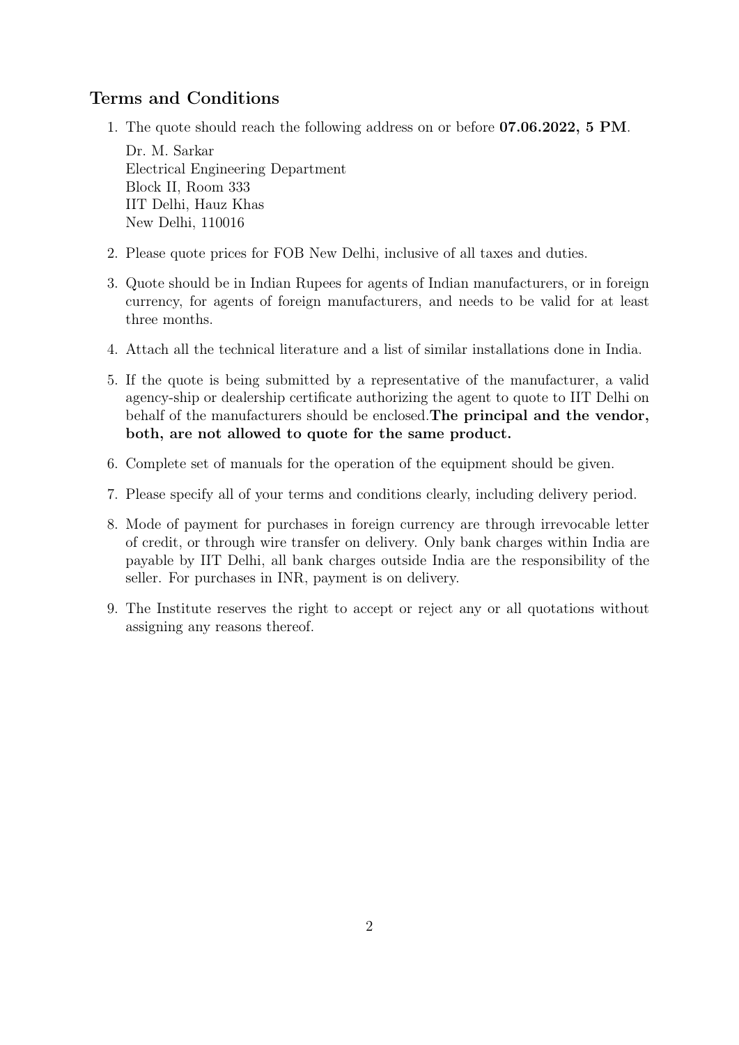## Terms and Conditions

1. The quote should reach the following address on or before **07.06.2022, 5 PM**.

   Dr. M. Sarkar
   Electrical Engineering Department
   Block II, Room 333
   IIT Delhi, Hauz Khas
   New Delhi, 110016

2. Please quote prices for FOB New Delhi, inclusive of all taxes and duties.

3. Quote should be in Indian Rupees for agents of Indian manufacturers, or in foreign currency, for agents of foreign manufacturers, and needs to be valid for at least three months.

4. Attach all the technical literature and a list of similar installations done in India.

5. If the quote is being submitted by a representative of the manufacturer, a valid agency-ship or dealership certificate authorizing the agent to quote to IIT Delhi on behalf of the manufacturers should be enclosed.**The principal and the vendor, both, are not allowed to quote for the same product.**

6. Complete set of manuals for the operation of the equipment should be given.

7. Please specify all of your terms and conditions clearly, including delivery period.

8. Mode of payment for purchases in foreign currency are through irrevocable letter of credit, or through wire transfer on delivery. Only bank charges within India are payable by IIT Delhi, all bank charges outside India are the responsibility of the seller. For purchases in INR, payment is on delivery.

9. The Institute reserves the right to accept or reject any or all quotations without assigning any reasons thereof.